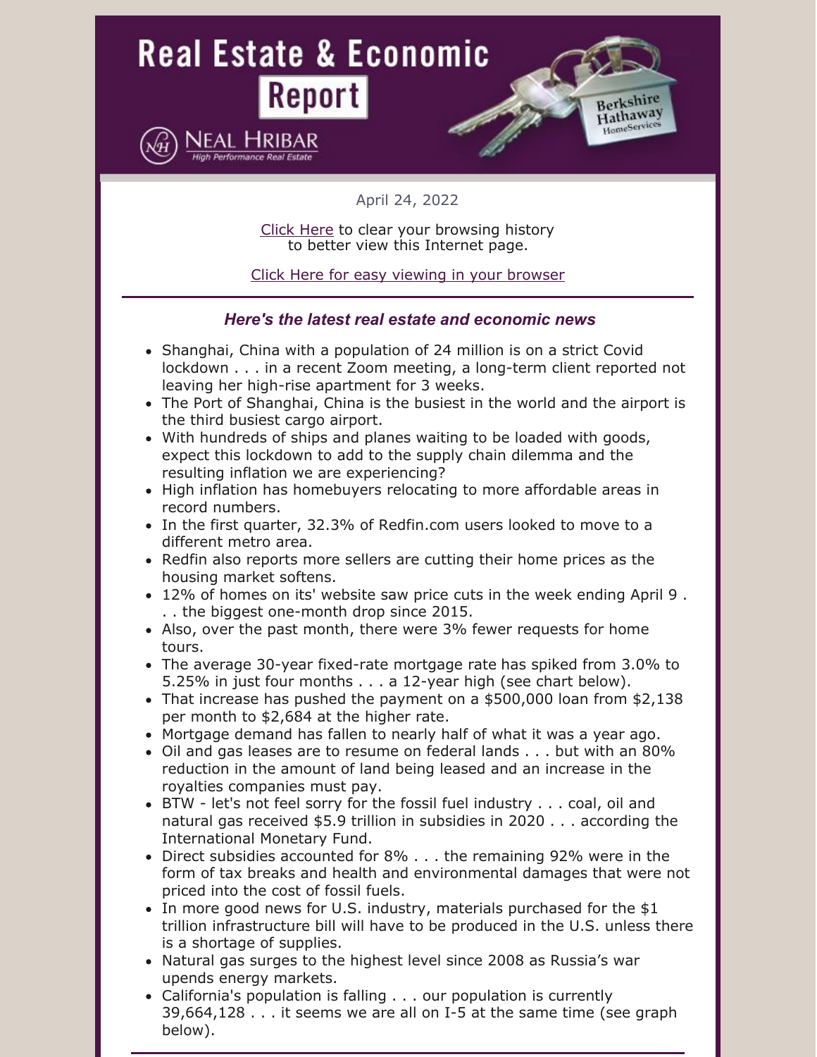# Real Estate & Economic Report

Neal Hribar
High Performance Real Estate

Berkshire Hathaway HomeServices

April 24, 2022

Click Here to clear your browsing history to better view this Internet page.

Click Here for easy viewing in your browser

---

### *Here's the latest real estate and economic news*

- Shanghai, China with a population of 24 million is on a strict Covid lockdown . . . in a recent Zoom meeting, a long-term client reported not leaving her high-rise apartment for 3 weeks.
- The Port of Shanghai, China is the busiest in the world and the airport is the third busiest cargo airport.
- With hundreds of ships and planes waiting to be loaded with goods, expect this lockdown to add to the supply chain dilemma and the resulting inflation we are experiencing?
- High inflation has homebuyers relocating to more affordable areas in record numbers.
- In the first quarter, 32.3% of Redfin.com users looked to move to a different metro area.
- Redfin also reports more sellers are cutting their home prices as the housing market softens.
- 12% of homes on its' website saw price cuts in the week ending April 9 . . . the biggest one-month drop since 2015.
- Also, over the past month, there were 3% fewer requests for home tours.
- The average 30-year fixed-rate mortgage rate has spiked from 3.0% to 5.25% in just four months . . . a 12-year high (see chart below).
- That increase has pushed the payment on a $500,000 loan from $2,138 per month to $2,684 at the higher rate.
- Mortgage demand has fallen to nearly half of what it was a year ago.
- Oil and gas leases are to resume on federal lands . . . but with an 80% reduction in the amount of land being leased and an increase in the royalties companies must pay.
- BTW - let's not feel sorry for the fossil fuel industry . . . coal, oil and natural gas received $5.9 trillion in subsidies in 2020 . . . according the International Monetary Fund.
- Direct subsidies accounted for 8% . . . the remaining 92% were in the form of tax breaks and health and environmental damages that were not priced into the cost of fossil fuels.
- In more good news for U.S. industry, materials purchased for the $1 trillion infrastructure bill will have to be produced in the U.S. unless there is a shortage of supplies.
- Natural gas surges to the highest level since 2008 as Russia's war upends energy markets.
- California's population is falling . . . our population is currently 39,664,128 . . . it seems we are all on I-5 at the same time (see graph below).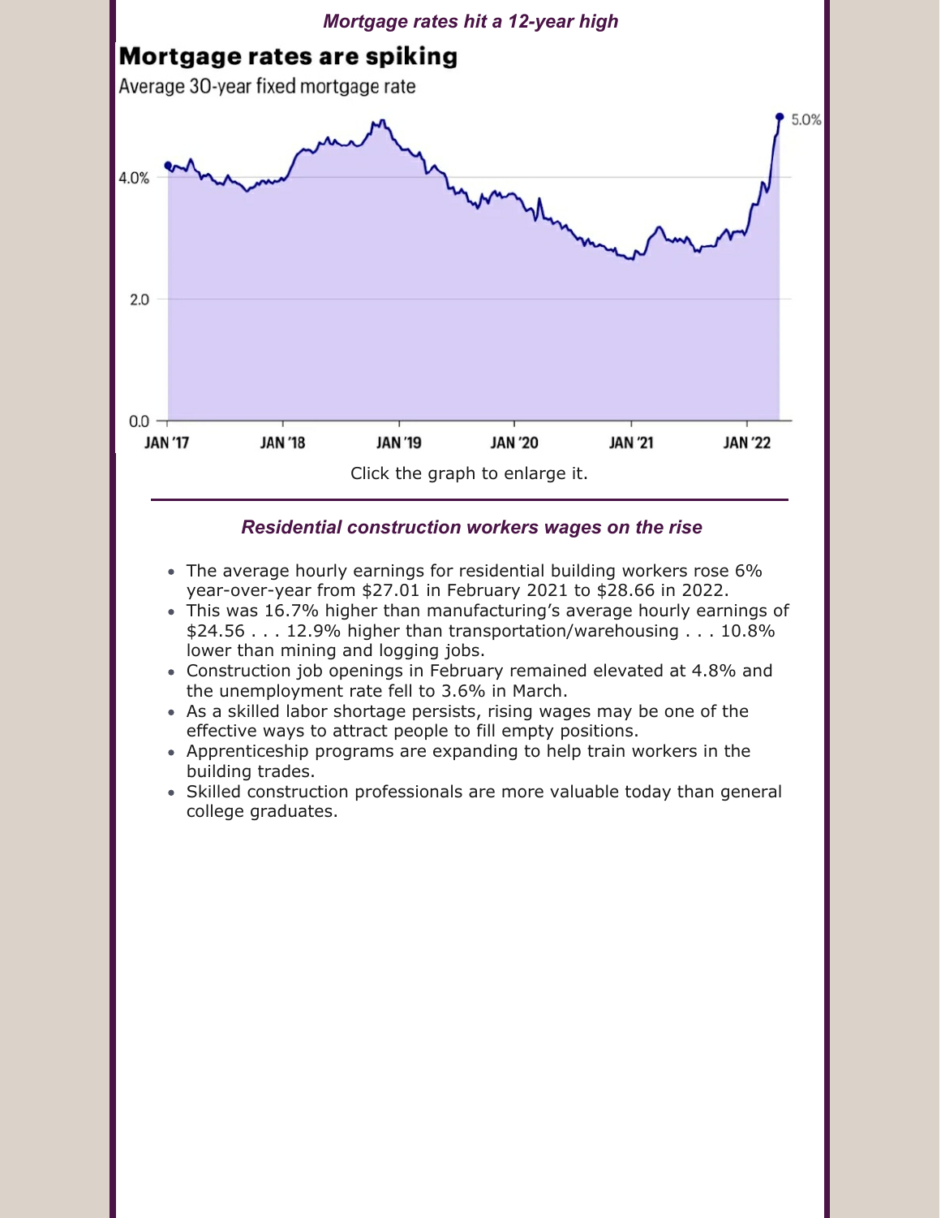### *Mortgage rates hit a 12-year high*

**Mortgage rates are spiking**

Average 30-year fixed mortgage rate

Click the graph to enlarge it.

---

### *Residential construction workers wages on the rise*

- The average hourly earnings for residential building workers rose 6% year-over-year from $27.01 in February 2021 to $28.66 in 2022.
- This was 16.7% higher than manufacturing's average hourly earnings of $24.56 . . . 12.9% higher than transportation/warehousing . . . 10.8% lower than mining and logging jobs.
- Construction job openings in February remained elevated at 4.8% and the unemployment rate fell to 3.6% in March.
- As a skilled labor shortage persists, rising wages may be one of the effective ways to attract people to fill empty positions.
- Apprenticeship programs are expanding to help train workers in the building trades.
- Skilled construction professionals are more valuable today than general college graduates.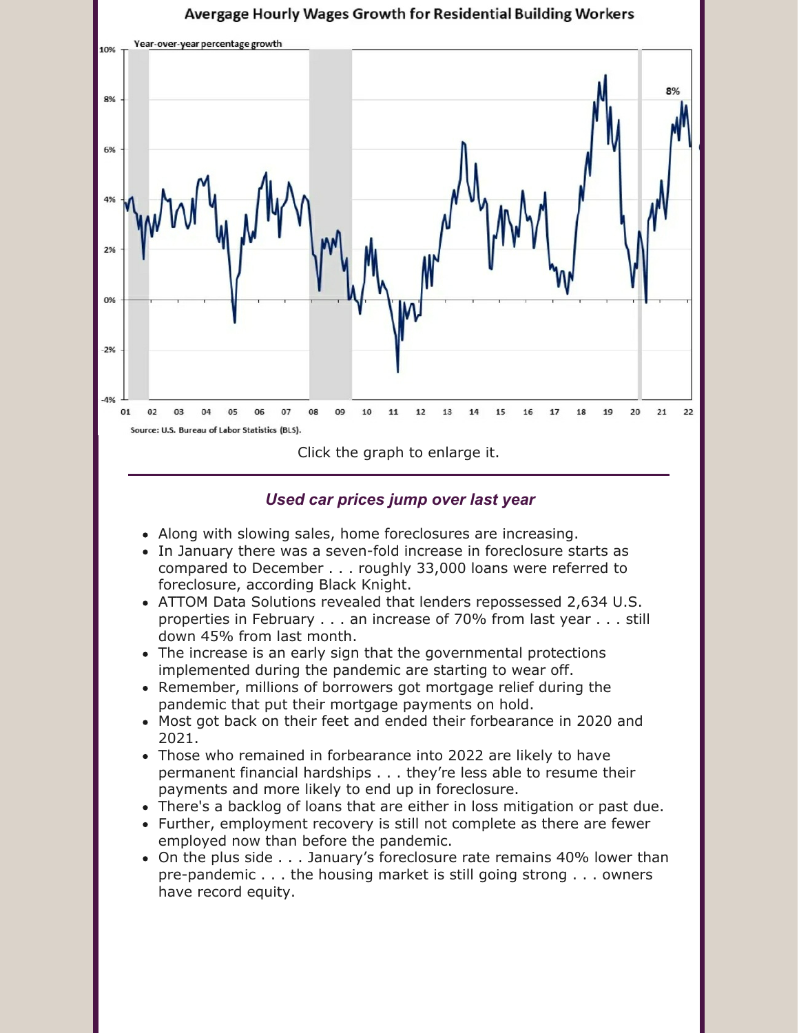Avergage Hourly Wages Growth for Residential Building Workers

Year-over-year percentage growth

Source: U.S. Bureau of Labor Statistics (BLS).

Click the graph to enlarge it.

---

### *Used car prices jump over last year*

- Along with slowing sales, home foreclosures are increasing.
- In January there was a seven-fold increase in foreclosure starts as compared to December . . . roughly 33,000 loans were referred to foreclosure, according Black Knight.
- ATTOM Data Solutions revealed that lenders repossessed 2,634 U.S. properties in February . . . an increase of 70% from last year . . . still down 45% from last month.
- The increase is an early sign that the governmental protections implemented during the pandemic are starting to wear off.
- Remember, millions of borrowers got mortgage relief during the pandemic that put their mortgage payments on hold.
- Most got back on their feet and ended their forbearance in 2020 and 2021.
- Those who remained in forbearance into 2022 are likely to have permanent financial hardships . . . they're less able to resume their payments and more likely to end up in foreclosure.
- There's a backlog of loans that are either in loss mitigation or past due.
- Further, employment recovery is still not complete as there are fewer employed now than before the pandemic.
- On the plus side . . . January's foreclosure rate remains 40% lower than pre-pandemic . . . the housing market is still going strong . . . owners have record equity.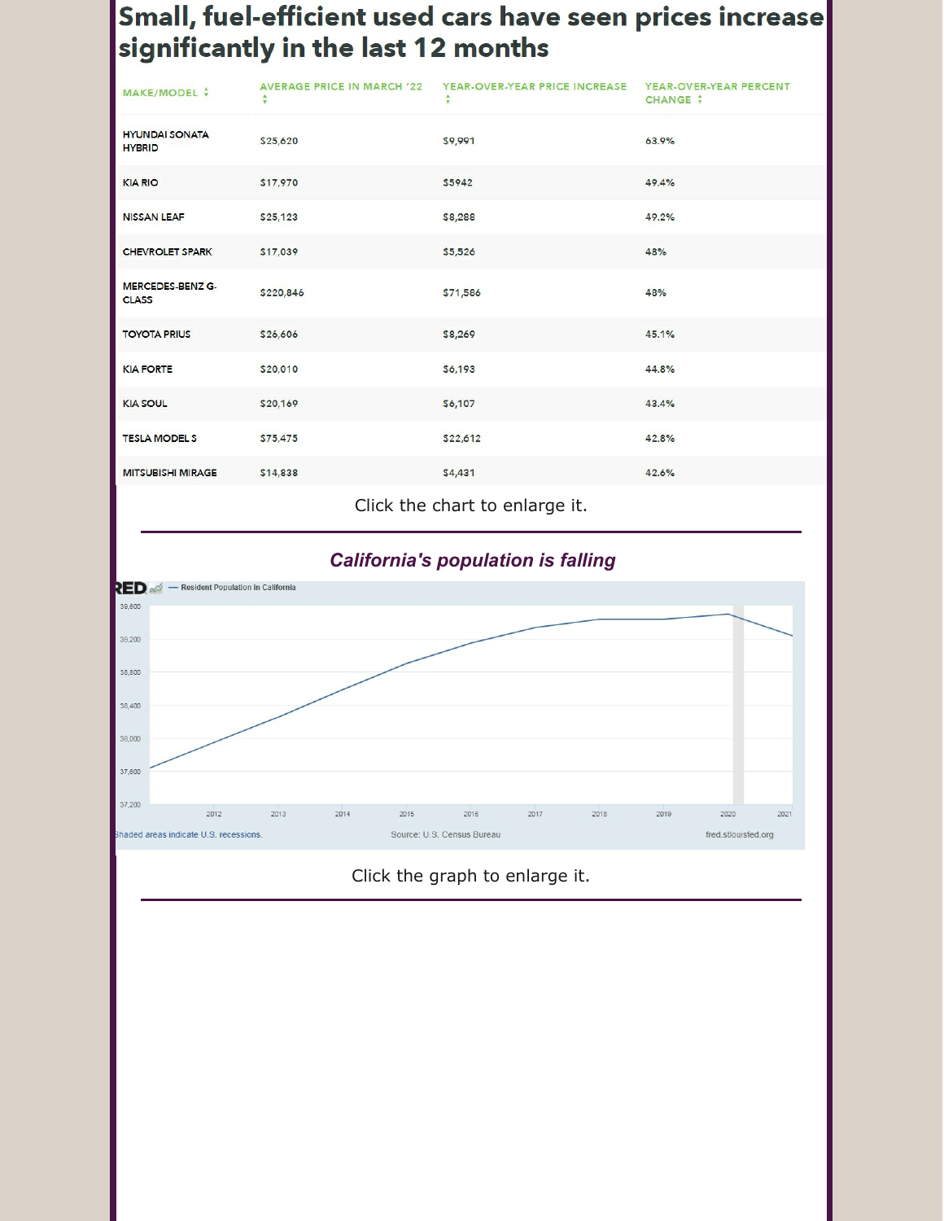# Small, fuel-efficient used cars have seen prices increase significantly in the last 12 months

| MAKE/MODEL | AVERAGE PRICE IN MARCH '22 | YEAR-OVER-YEAR PRICE INCREASE | YEAR-OVER-YEAR PERCENT CHANGE |
|---|---|---|---|
| HYUNDAI SONATA HYBRID | $25,620 | $9,991 | 63.9% |
| KIA RIO | $17,970 | $5942 | 49.4% |
| NISSAN LEAF | $25,123 | $8,288 | 49.2% |
| CHEVROLET SPARK | $17,039 | $5,526 | 48% |
| MERCEDES-BENZ G-CLASS | $220,846 | $71,586 | 48% |
| TOYOTA PRIUS | $26,606 | $8,269 | 45.1% |
| KIA FORTE | $20,010 | $6,193 | 44.8% |
| KIA SOUL | $20,169 | $6,107 | 43.4% |
| TESLA MODEL S | $75,475 | $22,612 | 42.8% |
| MITSUBISHI MIRAGE | $14,838 | $4,431 | 42.6% |

Click the chart to enlarge it.

---

***California's population is falling***

FRED — Resident Population in California

Shaded areas indicate U.S. recessions. Source: U.S. Census Bureau fred.stlouisfed.org

Click the graph to enlarge it.

---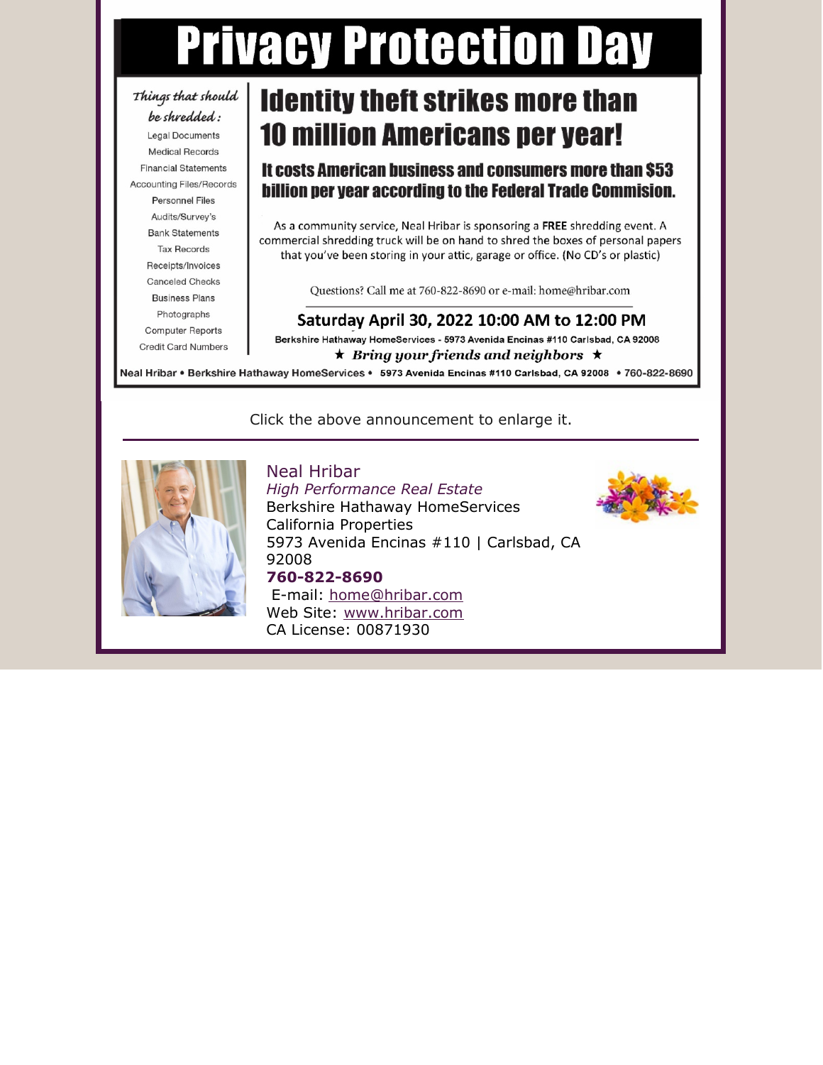# Privacy Protection Day

*Things that should be shredded:*

- Legal Documents
- Medical Records
- Financial Statements
- Accounting Files/Records
- Personnel Files
- Audits/Survey's
- Bank Statements
- Tax Records
- Receipts/Invoices
- Canceled Checks
- Business Plans
- Photographs
- Computer Reports
- Credit Card Numbers

## Identity theft strikes more than 10 million Americans per year!

### It costs American business and consumers more than $53 billion per year according to the Federal Trade Commision.

As a community service, Neal Hribar is sponsoring a **FREE** shredding event. A commercial shredding truck will be on hand to shred the boxes of personal papers that you've been storing in your attic, garage or office. (No CD's or plastic)

Questions? Call me at 760-822-8690 or e-mail: home@hribar.com

**Saturday April 30, 2022 10:00 AM to 12:00 PM**

Berkshire Hathaway HomeServices - 5973 Avenida Encinas #110 Carlsbad, CA 92008

★ ***Bring your friends and neighbors*** ★

**Neal Hribar • Berkshire Hathaway HomeServices • 5973 Avenida Encinas #110 Carlsbad, CA 92008 • 760-822-8690**

Click the above announcement to enlarge it.

---

Neal Hribar
*High Performance Real Estate*
Berkshire Hathaway HomeServices
California Properties
5973 Avenida Encinas #110 | Carlsbad, CA 92008
**760-822-8690**
E-mail: home@hribar.com
Web Site: www.hribar.com
CA License: 00871930